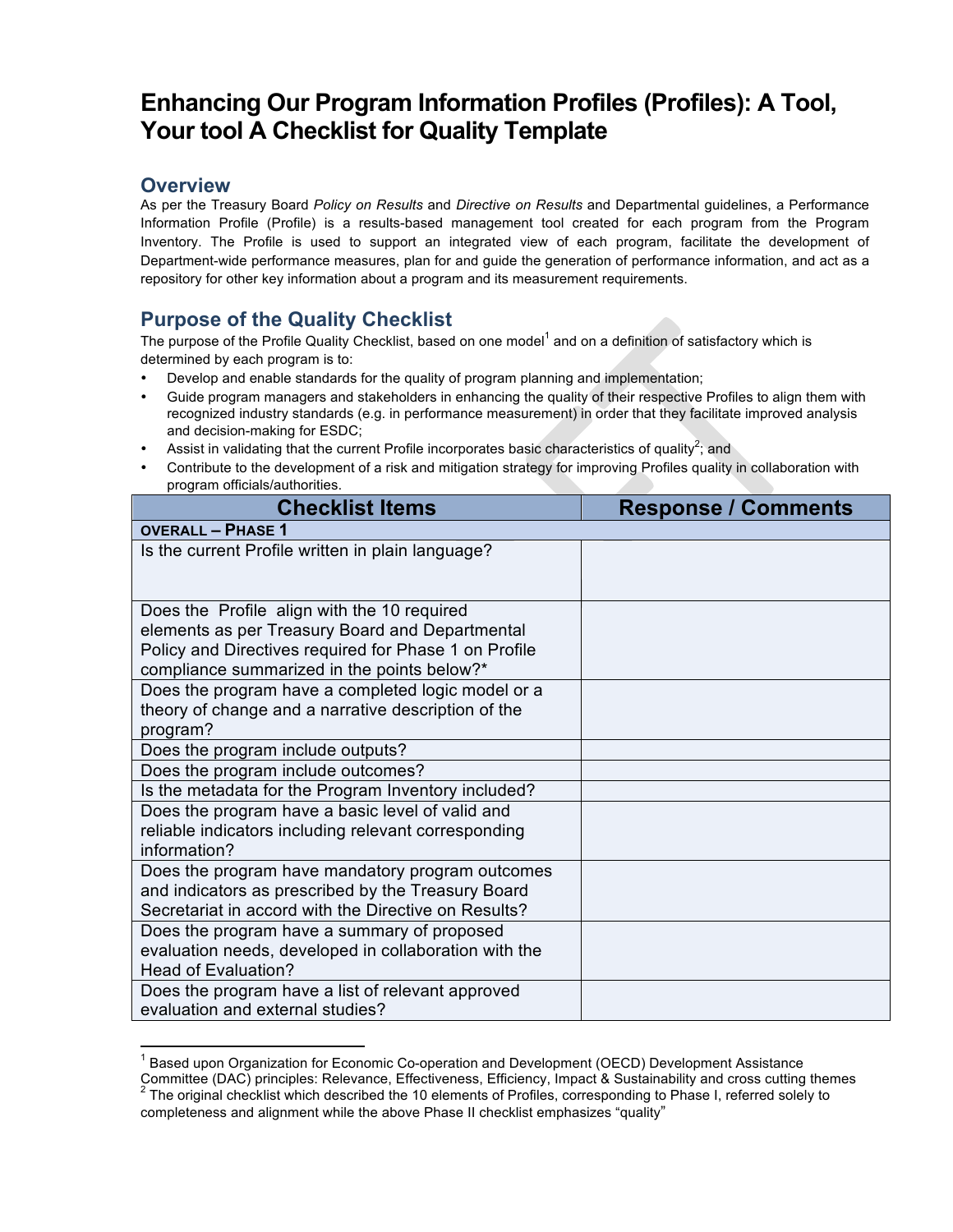# Enhancing Our Program Information Profiles (Profiles): A Tool, Your tool A Checklist for Quality Template

## Overview

As per the Treasury Board *Policy on Results* and *Directive on Results* and Departmental guidelines, a Performance Information Profile (Profile) is a results-based management tool created for each program from the Program Inventory. The Profile is used to support an integrated view of each program, facilitate the development of Department-wide performance measures, plan for and guide the generation of performance information, and act as a repository for other key information about a program and its measurement requirements.

## Purpose of the Quality Checklist

The purpose of the Profile Quality Checklist, based on one model[1] and on a definition of satisfactory which is determined by each program is to:

- Develop and enable standards for the quality of program planning and implementation;
- Guide program managers and stakeholders in enhancing the quality of their respective Profiles to align them with recognized industry standards (e.g. in performance measurement) in order that they facilitate improved analysis and decision-making for ESDC;
- Assist in validating that the current Profile incorporates basic characteristics of quality[2]; and
- Contribute to the development of a risk and mitigation strategy for improving Profiles quality in collaboration with program officials/authorities.

| Checklist Items | Response / Comments |
|---|---|
| **OVERALL – PHASE 1** | |
| Is the current Profile written in plain language? | |
| Does the Profile align with the 10 required elements as per Treasury Board and Departmental Policy and Directives required for Phase 1 on Profile compliance summarized in the points below?* | |
| Does the program have a completed logic model or a theory of change and a narrative description of the program? | |
| Does the program include outputs? | |
| Does the program include outcomes? | |
| Is the metadata for the Program Inventory included? | |
| Does the program have a basic level of valid and reliable indicators including relevant corresponding information? | |
| Does the program have mandatory program outcomes and indicators as prescribed by the Treasury Board Secretariat in accord with the Directive on Results? | |
| Does the program have a summary of proposed evaluation needs, developed in collaboration with the Head of Evaluation? | |
| Does the program have a list of relevant approved evaluation and external studies? | |

---

[1] Based upon Organization for Economic Co-operation and Development (OECD) Development Assistance Committee (DAC) principles: Relevance, Effectiveness, Efficiency, Impact & Sustainability and cross cutting themes

[2] The original checklist which described the 10 elements of Profiles, corresponding to Phase I, referred solely to completeness and alignment while the above Phase II checklist emphasizes "quality"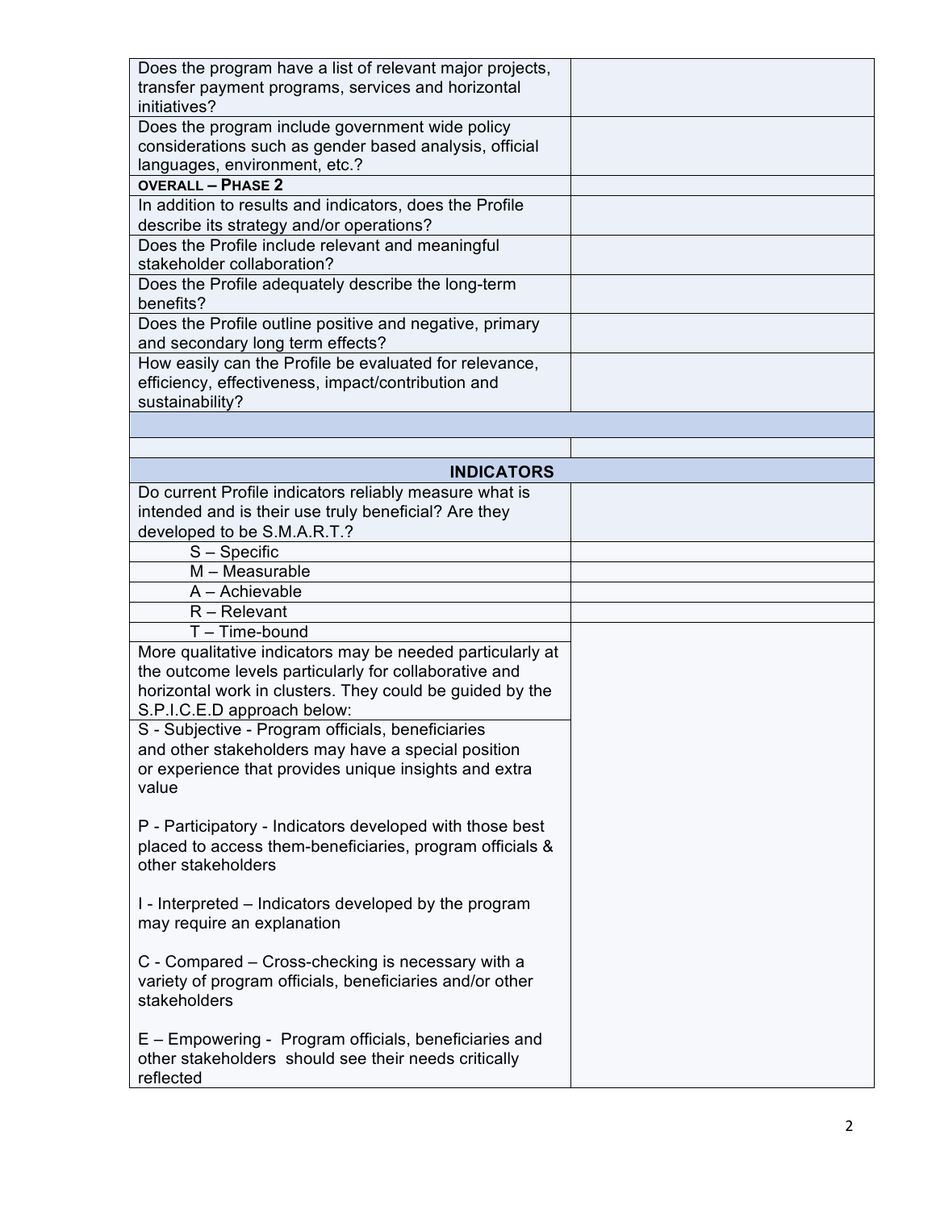| | |
|---|---|
| Does the program have a list of relevant major projects, transfer payment programs, services and horizontal initiatives? | |
| Does the program include government wide policy considerations such as gender based analysis, official languages, environment, etc.? | |
| **OVERALL – PHASE 2** | |
| In addition to results and indicators, does the Profile describe its strategy and/or operations? | |
| Does the Profile include relevant and meaningful stakeholder collaboration? | |
| Does the Profile adequately describe the long-term benefits? | |
| Does the Profile outline positive and negative, primary and secondary long term effects? | |
| How easily can the Profile be evaluated for relevance, efficiency, effectiveness, impact/contribution and sustainability? | |
| | |
| | |
| **INDICATORS** | |
| Do current Profile indicators reliably measure what is intended and is their use truly beneficial? Are they developed to be S.M.A.R.T.? | |
| S – Specific | |
| M – Measurable | |
| A – Achievable | |
| R – Relevant | |
| T – Time-bound | |
| More qualitative indicators may be needed particularly at the outcome levels particularly for collaborative and horizontal work in clusters. They could be guided by the S.P.I.C.E.D approach below: | |
| S - Subjective - Program officials, beneficiaries and other stakeholders may have a special position or experience that provides unique insights and extra value<br><br>P - Participatory - Indicators developed with those best placed to access them-beneficiaries, program officials & other stakeholders<br><br>I - Interpreted – Indicators developed by the program may require an explanation<br><br>C - Compared – Cross-checking is necessary with a variety of program officials, beneficiaries and/or other stakeholders<br><br>E – Empowering - Program officials, beneficiaries and other stakeholders should see their needs critically reflected | |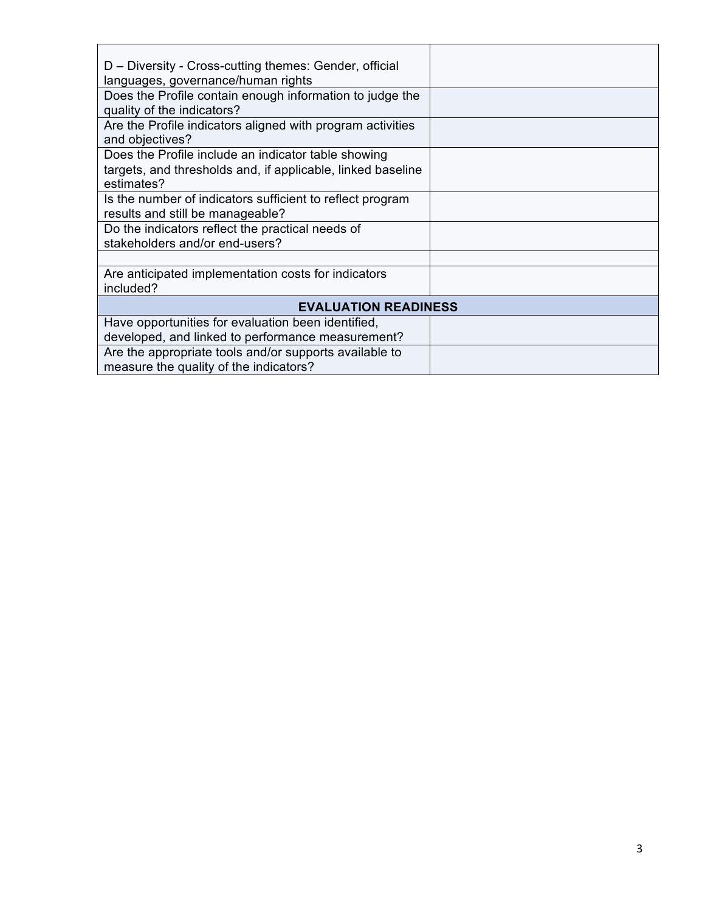| | |
|---|---|
| D – Diversity - Cross-cutting themes: Gender, official languages, governance/human rights | |
| Does the Profile contain enough information to judge the quality of the indicators? | |
| Are the Profile indicators aligned with program activities and objectives? | |
| Does the Profile include an indicator table showing targets, and thresholds and, if applicable, linked baseline estimates? | |
| Is the number of indicators sufficient to reflect program results and still be manageable? | |
| Do the indicators reflect the practical needs of stakeholders and/or end-users? | |
| | |
| Are anticipated implementation costs for indicators included? | |
| **EVALUATION READINESS** | |
| Have opportunities for evaluation been identified, developed, and linked to performance measurement? | |
| Are the appropriate tools and/or supports available to measure the quality of the indicators? | |